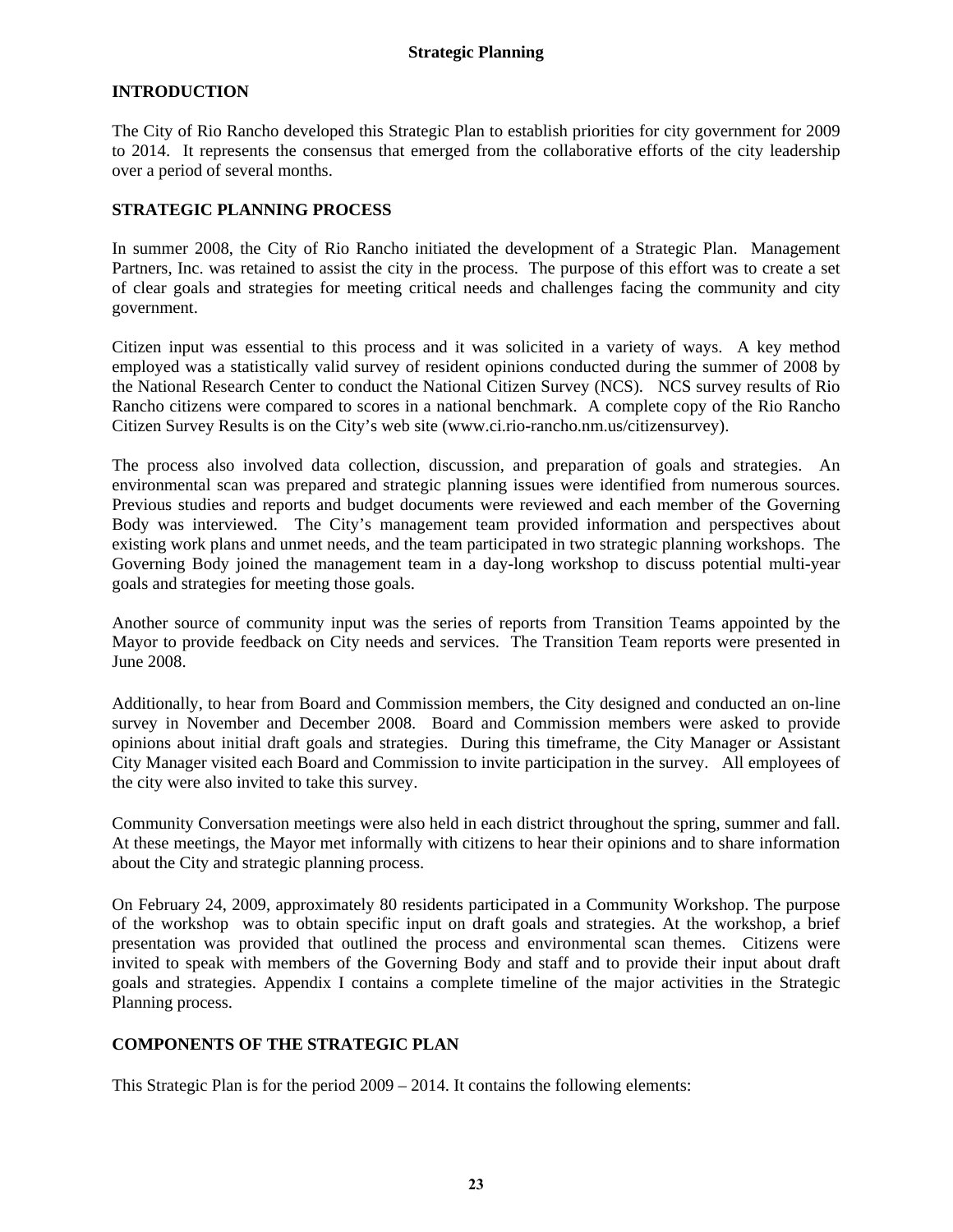# Strategic Planning

## INTRODUCTION

The City of Rio Rancho developed this Strategic Plan to establish priorities for city government for 2009 to 2014. It represents the consensus that emerged from the collaborative efforts of the city leadership over a period of several months.

## STRATEGIC PLANNING PROCESS

In summer 2008, the City of Rio Rancho initiated the development of a Strategic Plan. Management Partners, Inc. was retained to assist the city in the process. The purpose of this effort was to create a set of clear goals and strategies for meeting critical needs and challenges facing the community and city government.

Citizen input was essential to this process and it was solicited in a variety of ways. A key method employed was a statistically valid survey of resident opinions conducted during the summer of 2008 by the National Research Center to conduct the National Citizen Survey (NCS). NCS survey results of Rio Rancho citizens were compared to scores in a national benchmark. A complete copy of the Rio Rancho Citizen Survey Results is on the City's web site (www.ci.rio-rancho.nm.us/citizensurvey).

The process also involved data collection, discussion, and preparation of goals and strategies. An environmental scan was prepared and strategic planning issues were identified from numerous sources. Previous studies and reports and budget documents were reviewed and each member of the Governing Body was interviewed. The City's management team provided information and perspectives about existing work plans and unmet needs, and the team participated in two strategic planning workshops. The Governing Body joined the management team in a day-long workshop to discuss potential multi-year goals and strategies for meeting those goals.

Another source of community input was the series of reports from Transition Teams appointed by the Mayor to provide feedback on City needs and services. The Transition Team reports were presented in June 2008.

Additionally, to hear from Board and Commission members, the City designed and conducted an on-line survey in November and December 2008. Board and Commission members were asked to provide opinions about initial draft goals and strategies. During this timeframe, the City Manager or Assistant City Manager visited each Board and Commission to invite participation in the survey. All employees of the city were also invited to take this survey.

Community Conversation meetings were also held in each district throughout the spring, summer and fall. At these meetings, the Mayor met informally with citizens to hear their opinions and to share information about the City and strategic planning process.

On February 24, 2009, approximately 80 residents participated in a Community Workshop. The purpose of the workshop was to obtain specific input on draft goals and strategies. At the workshop, a brief presentation was provided that outlined the process and environmental scan themes. Citizens were invited to speak with members of the Governing Body and staff and to provide their input about draft goals and strategies. Appendix I contains a complete timeline of the major activities in the Strategic Planning process.

## COMPONENTS OF THE STRATEGIC PLAN

This Strategic Plan is for the period 2009 – 2014. It contains the following elements: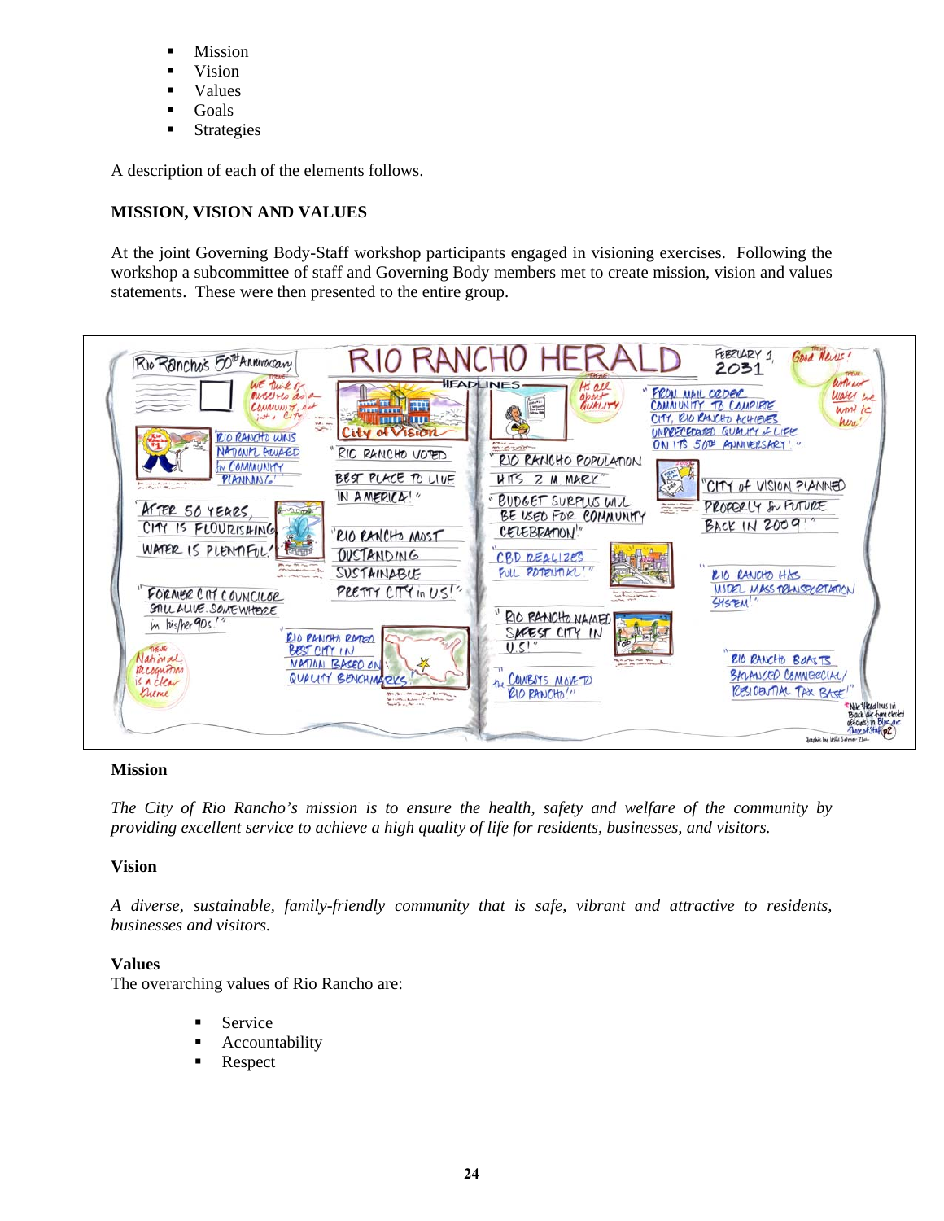- Mission
- Vision
- Values
- Goals
- Strategies

A description of each of the elements follows.

**MISSION, VISION AND VALUES**

At the joint Governing Body-Staff workshop participants engaged in visioning exercises. Following the workshop a subcommittee of staff and Governing Body members met to create mission, vision and values statements. These were then presented to the entire group.

**Mission**

*The City of Rio Rancho's mission is to ensure the health, safety and welfare of the community by providing excellent service to achieve a high quality of life for residents, businesses, and visitors.*

**Vision**

*A diverse, sustainable, family-friendly community that is safe, vibrant and attractive to residents, businesses and visitors.*

**Values**

The overarching values of Rio Rancho are:

- Service
- Accountability
- Respect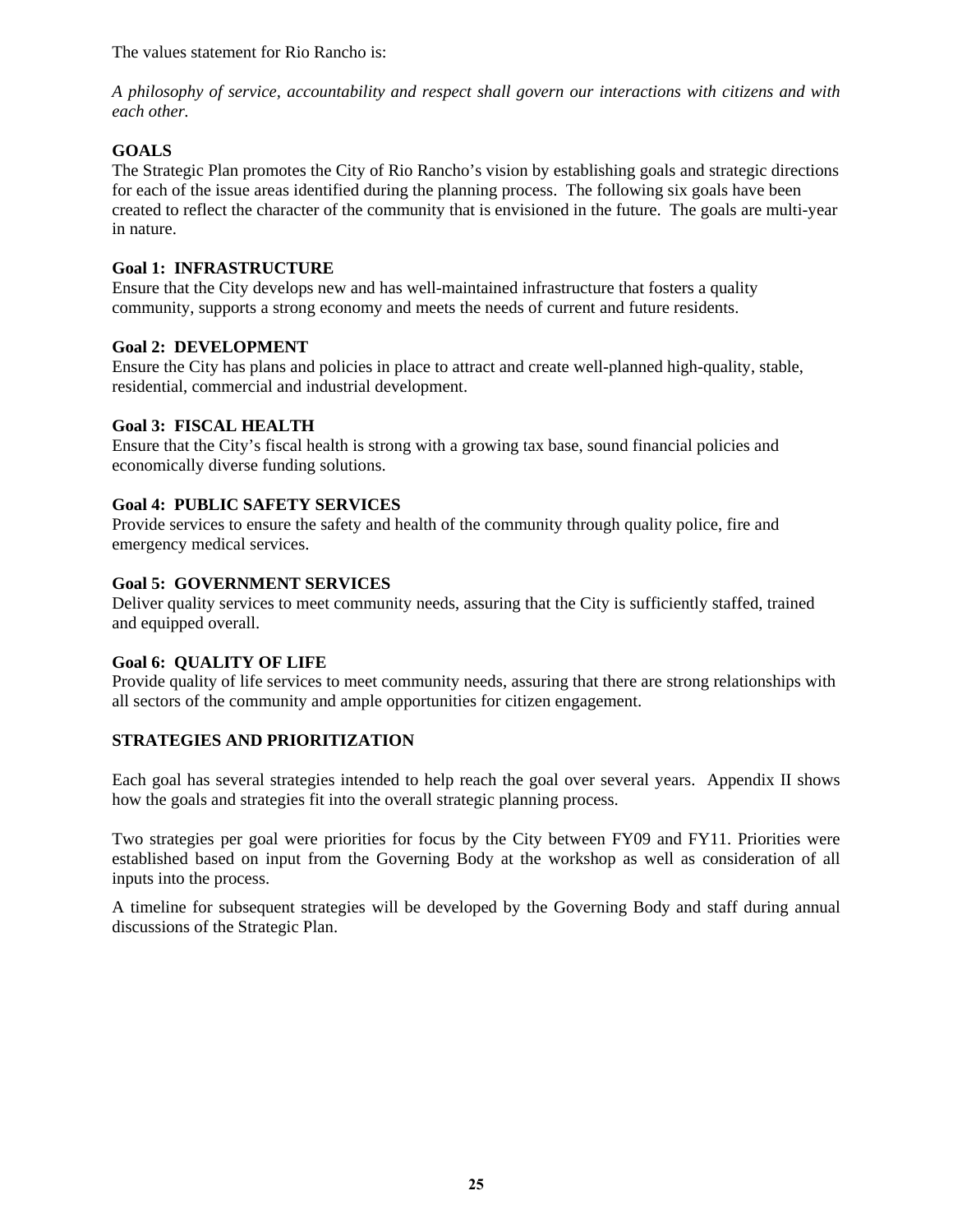The values statement for Rio Rancho is:

*A philosophy of service, accountability and respect shall govern our interactions with citizens and with each other.*

## GOALS

The Strategic Plan promotes the City of Rio Rancho's vision by establishing goals and strategic directions for each of the issue areas identified during the planning process. The following six goals have been created to reflect the character of the community that is envisioned in the future. The goals are multi-year in nature.

### Goal 1: INFRASTRUCTURE

Ensure that the City develops new and has well-maintained infrastructure that fosters a quality community, supports a strong economy and meets the needs of current and future residents.

### Goal 2: DEVELOPMENT

Ensure the City has plans and policies in place to attract and create well-planned high-quality, stable, residential, commercial and industrial development.

### Goal 3: FISCAL HEALTH

Ensure that the City's fiscal health is strong with a growing tax base, sound financial policies and economically diverse funding solutions.

### Goal 4: PUBLIC SAFETY SERVICES

Provide services to ensure the safety and health of the community through quality police, fire and emergency medical services.

### Goal 5: GOVERNMENT SERVICES

Deliver quality services to meet community needs, assuring that the City is sufficiently staffed, trained and equipped overall.

### Goal 6: QUALITY OF LIFE

Provide quality of life services to meet community needs, assuring that there are strong relationships with all sectors of the community and ample opportunities for citizen engagement.

## STRATEGIES AND PRIORITIZATION

Each goal has several strategies intended to help reach the goal over several years. Appendix II shows how the goals and strategies fit into the overall strategic planning process.

Two strategies per goal were priorities for focus by the City between FY09 and FY11. Priorities were established based on input from the Governing Body at the workshop as well as consideration of all inputs into the process.

A timeline for subsequent strategies will be developed by the Governing Body and staff during annual discussions of the Strategic Plan.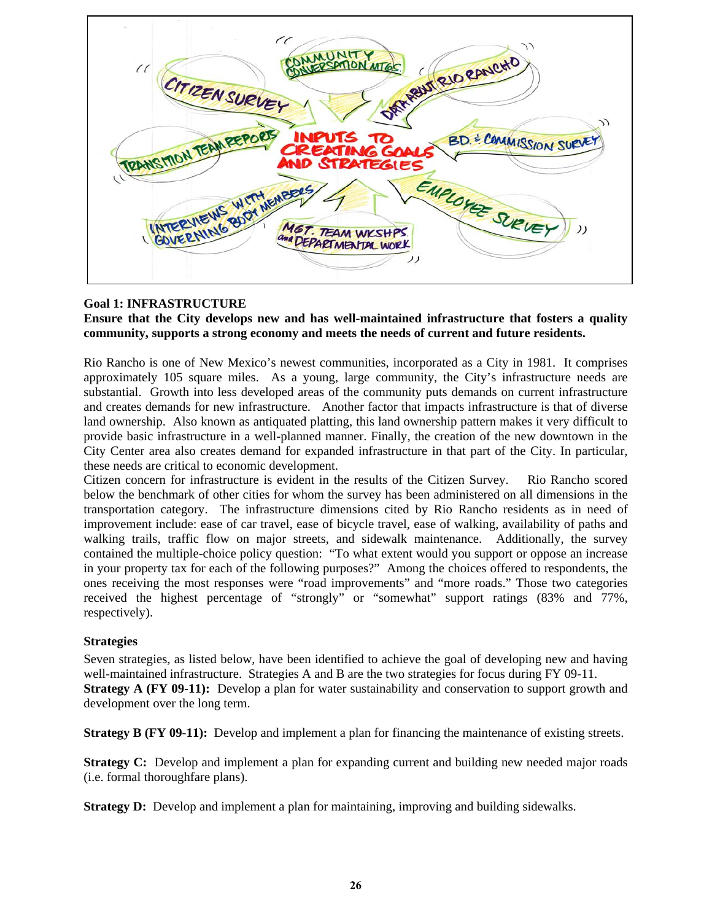## Goal 1: INFRASTRUCTURE

**Ensure that the City develops new and has well-maintained infrastructure that fosters a quality community, supports a strong economy and meets the needs of current and future residents.**

Rio Rancho is one of New Mexico's newest communities, incorporated as a City in 1981. It comprises approximately 105 square miles. As a young, large community, the City's infrastructure needs are substantial. Growth into less developed areas of the community puts demands on current infrastructure and creates demands for new infrastructure. Another factor that impacts infrastructure is that of diverse land ownership. Also known as antiquated platting, this land ownership pattern makes it very difficult to provide basic infrastructure in a well-planned manner. Finally, the creation of the new downtown in the City Center area also creates demand for expanded infrastructure in that part of the City. In particular, these needs are critical to economic development.

Citizen concern for infrastructure is evident in the results of the Citizen Survey. Rio Rancho scored below the benchmark of other cities for whom the survey has been administered on all dimensions in the transportation category. The infrastructure dimensions cited by Rio Rancho residents as in need of improvement include: ease of car travel, ease of bicycle travel, ease of walking, availability of paths and walking trails, traffic flow on major streets, and sidewalk maintenance. Additionally, the survey contained the multiple-choice policy question: "To what extent would you support or oppose an increase in your property tax for each of the following purposes?" Among the choices offered to respondents, the ones receiving the most responses were "road improvements" and "more roads." Those two categories received the highest percentage of "strongly" or "somewhat" support ratings (83% and 77%, respectively).

### Strategies

Seven strategies, as listed below, have been identified to achieve the goal of developing new and having well-maintained infrastructure. Strategies A and B are the two strategies for focus during FY 09-11.

**Strategy A (FY 09-11):** Develop a plan for water sustainability and conservation to support growth and development over the long term.

**Strategy B (FY 09-11):** Develop and implement a plan for financing the maintenance of existing streets.

**Strategy C:** Develop and implement a plan for expanding current and building new needed major roads (i.e. formal thoroughfare plans).

**Strategy D:** Develop and implement a plan for maintaining, improving and building sidewalks.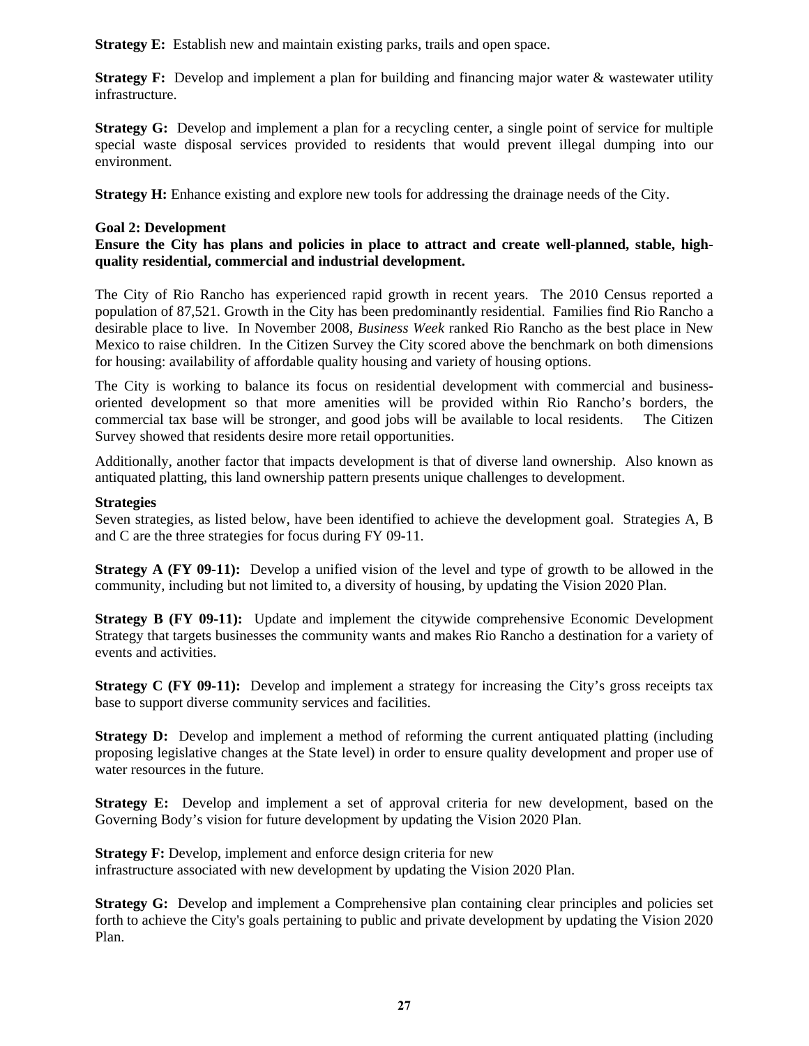**Strategy E:** Establish new and maintain existing parks, trails and open space.

**Strategy F:** Develop and implement a plan for building and financing major water & wastewater utility infrastructure.

**Strategy G:** Develop and implement a plan for a recycling center, a single point of service for multiple special waste disposal services provided to residents that would prevent illegal dumping into our environment.

**Strategy H:** Enhance existing and explore new tools for addressing the drainage needs of the City.

**Goal 2: Development**

**Ensure the City has plans and policies in place to attract and create well-planned, stable, high-quality residential, commercial and industrial development.**

The City of Rio Rancho has experienced rapid growth in recent years. The 2010 Census reported a population of 87,521. Growth in the City has been predominantly residential. Families find Rio Rancho a desirable place to live. In November 2008, *Business Week* ranked Rio Rancho as the best place in New Mexico to raise children. In the Citizen Survey the City scored above the benchmark on both dimensions for housing: availability of affordable quality housing and variety of housing options.

The City is working to balance its focus on residential development with commercial and business-oriented development so that more amenities will be provided within Rio Rancho's borders, the commercial tax base will be stronger, and good jobs will be available to local residents. The Citizen Survey showed that residents desire more retail opportunities.

Additionally, another factor that impacts development is that of diverse land ownership. Also known as antiquated platting, this land ownership pattern presents unique challenges to development.

**Strategies**

Seven strategies, as listed below, have been identified to achieve the development goal. Strategies A, B and C are the three strategies for focus during FY 09-11.

**Strategy A (FY 09-11):** Develop a unified vision of the level and type of growth to be allowed in the community, including but not limited to, a diversity of housing, by updating the Vision 2020 Plan.

**Strategy B (FY 09-11):** Update and implement the citywide comprehensive Economic Development Strategy that targets businesses the community wants and makes Rio Rancho a destination for a variety of events and activities.

**Strategy C (FY 09-11):** Develop and implement a strategy for increasing the City's gross receipts tax base to support diverse community services and facilities.

**Strategy D:** Develop and implement a method of reforming the current antiquated platting (including proposing legislative changes at the State level) in order to ensure quality development and proper use of water resources in the future.

**Strategy E:** Develop and implement a set of approval criteria for new development, based on the Governing Body's vision for future development by updating the Vision 2020 Plan.

**Strategy F:** Develop, implement and enforce design criteria for new infrastructure associated with new development by updating the Vision 2020 Plan.

**Strategy G:** Develop and implement a Comprehensive plan containing clear principles and policies set forth to achieve the City's goals pertaining to public and private development by updating the Vision 2020 Plan.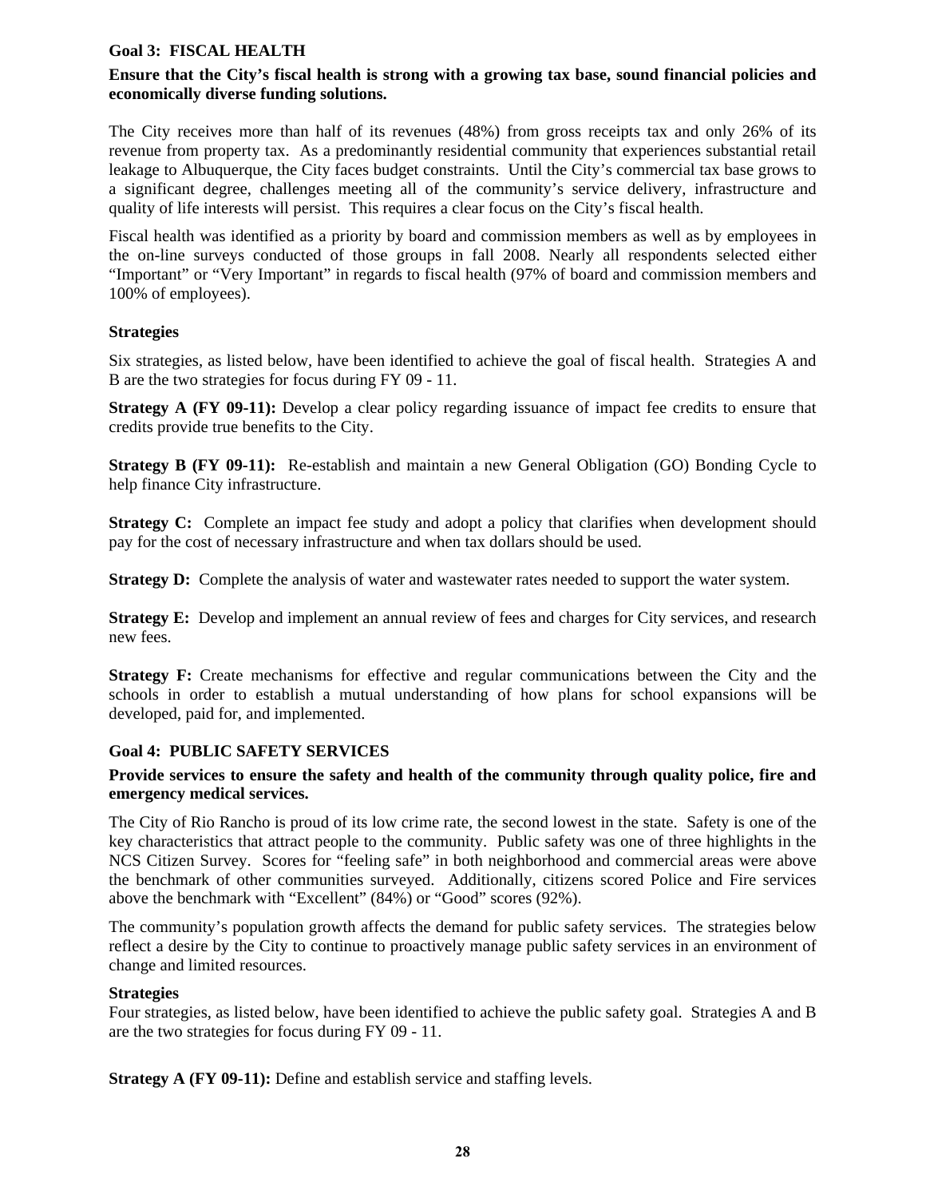## Goal 3: FISCAL HEALTH

**Ensure that the City's fiscal health is strong with a growing tax base, sound financial policies and economically diverse funding solutions.**

The City receives more than half of its revenues (48%) from gross receipts tax and only 26% of its revenue from property tax. As a predominantly residential community that experiences substantial retail leakage to Albuquerque, the City faces budget constraints. Until the City's commercial tax base grows to a significant degree, challenges meeting all of the community's service delivery, infrastructure and quality of life interests will persist. This requires a clear focus on the City's fiscal health.

Fiscal health was identified as a priority by board and commission members as well as by employees in the on-line surveys conducted of those groups in fall 2008. Nearly all respondents selected either "Important" or "Very Important" in regards to fiscal health (97% of board and commission members and 100% of employees).

### Strategies

Six strategies, as listed below, have been identified to achieve the goal of fiscal health. Strategies A and B are the two strategies for focus during FY 09 - 11.

**Strategy A (FY 09-11):** Develop a clear policy regarding issuance of impact fee credits to ensure that credits provide true benefits to the City.

**Strategy B (FY 09-11):** Re-establish and maintain a new General Obligation (GO) Bonding Cycle to help finance City infrastructure.

**Strategy C:** Complete an impact fee study and adopt a policy that clarifies when development should pay for the cost of necessary infrastructure and when tax dollars should be used.

**Strategy D:** Complete the analysis of water and wastewater rates needed to support the water system.

**Strategy E:** Develop and implement an annual review of fees and charges for City services, and research new fees.

**Strategy F:** Create mechanisms for effective and regular communications between the City and the schools in order to establish a mutual understanding of how plans for school expansions will be developed, paid for, and implemented.

## Goal 4: PUBLIC SAFETY SERVICES

**Provide services to ensure the safety and health of the community through quality police, fire and emergency medical services.**

The City of Rio Rancho is proud of its low crime rate, the second lowest in the state. Safety is one of the key characteristics that attract people to the community. Public safety was one of three highlights in the NCS Citizen Survey. Scores for "feeling safe" in both neighborhood and commercial areas were above the benchmark of other communities surveyed. Additionally, citizens scored Police and Fire services above the benchmark with "Excellent" (84%) or "Good" scores (92%).

The community's population growth affects the demand for public safety services. The strategies below reflect a desire by the City to continue to proactively manage public safety services in an environment of change and limited resources.

### Strategies

Four strategies, as listed below, have been identified to achieve the public safety goal. Strategies A and B are the two strategies for focus during FY 09 - 11.

**Strategy A (FY 09-11):** Define and establish service and staffing levels.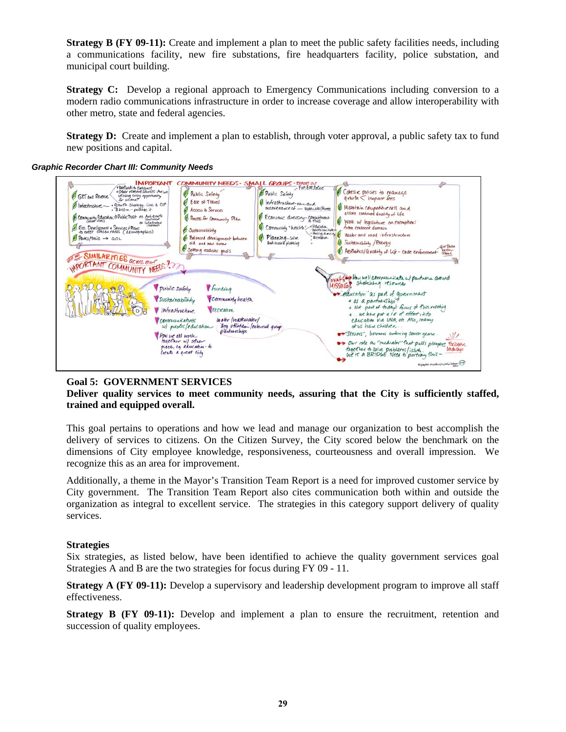**Strategy B (FY 09-11):** Create and implement a plan to meet the public safety facilities needs, including a communications facility, new fire substations, fire headquarters facility, police substation, and municipal court building.

**Strategy C:** Develop a regional approach to Emergency Communications including conversion to a modern radio communications infrastructure in order to increase coverage and allow interoperability with other metro, state and federal agencies.

**Strategy D:** Create and implement a plan to establish, through voter approval, a public safety tax to fund new positions and capital.

***Graphic Recorder Chart III: Community Needs***

## Goal 5: GOVERNMENT SERVICES

**Deliver quality services to meet community needs, assuring that the City is sufficiently staffed, trained and equipped overall.**

This goal pertains to operations and how we lead and manage our organization to best accomplish the delivery of services to citizens. On the Citizen Survey, the City scored below the benchmark on the dimensions of City employee knowledge, responsiveness, courteousness and overall impression. We recognize this as an area for improvement.

Additionally, a theme in the Mayor's Transition Team Report is a need for improved customer service by City government. The Transition Team Report also cites communication both within and outside the organization as integral to excellent service. The strategies in this category support delivery of quality services.

### Strategies

Six strategies, as listed below, have been identified to achieve the quality government services goal Strategies A and B are the two strategies for focus during FY 09 - 11.

**Strategy A (FY 09-11):** Develop a supervisory and leadership development program to improve all staff effectiveness.

**Strategy B (FY 09-11):** Develop and implement a plan to ensure the recruitment, retention and succession of quality employees.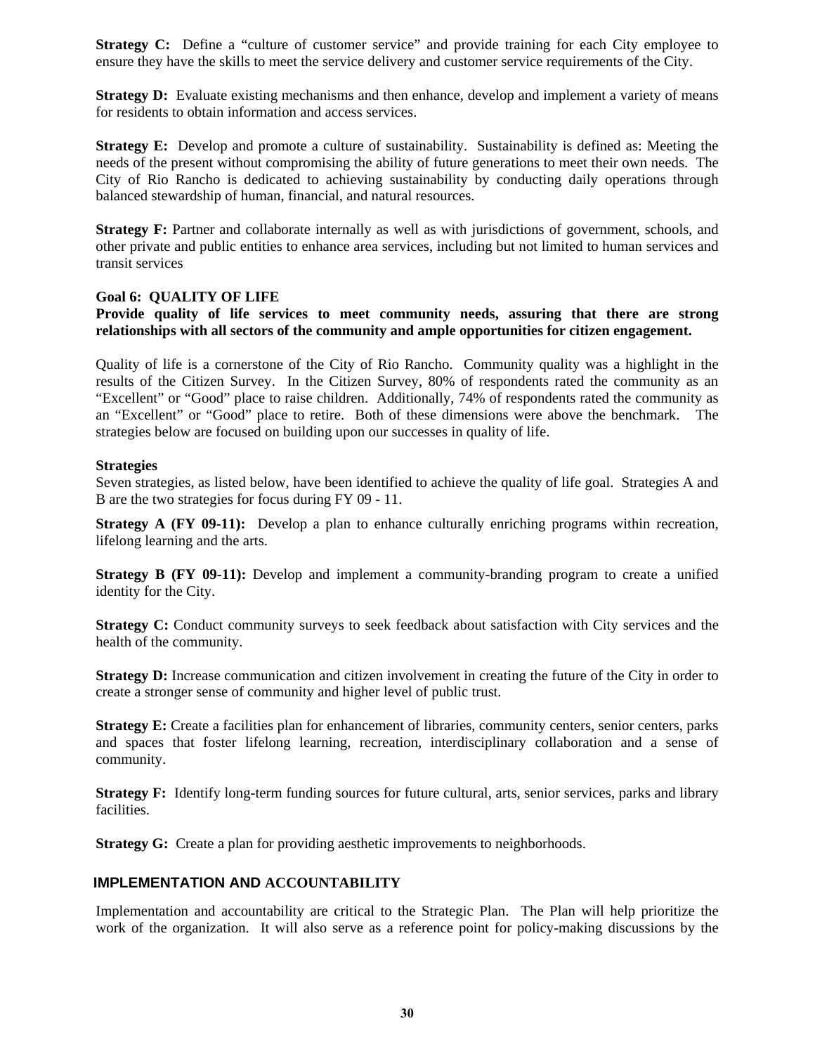**Strategy C:** Define a "culture of customer service" and provide training for each City employee to ensure they have the skills to meet the service delivery and customer service requirements of the City.

**Strategy D:** Evaluate existing mechanisms and then enhance, develop and implement a variety of means for residents to obtain information and access services.

**Strategy E:** Develop and promote a culture of sustainability. Sustainability is defined as: Meeting the needs of the present without compromising the ability of future generations to meet their own needs. The City of Rio Rancho is dedicated to achieving sustainability by conducting daily operations through balanced stewardship of human, financial, and natural resources.

**Strategy F:** Partner and collaborate internally as well as with jurisdictions of government, schools, and other private and public entities to enhance area services, including but not limited to human services and transit services

**Goal 6: QUALITY OF LIFE**

**Provide quality of life services to meet community needs, assuring that there are strong relationships with all sectors of the community and ample opportunities for citizen engagement.**

Quality of life is a cornerstone of the City of Rio Rancho. Community quality was a highlight in the results of the Citizen Survey. In the Citizen Survey, 80% of respondents rated the community as an "Excellent" or "Good" place to raise children. Additionally, 74% of respondents rated the community as an "Excellent" or "Good" place to retire. Both of these dimensions were above the benchmark. The strategies below are focused on building upon our successes in quality of life.

**Strategies**

Seven strategies, as listed below, have been identified to achieve the quality of life goal. Strategies A and B are the two strategies for focus during FY 09 - 11.

**Strategy A (FY 09-11):** Develop a plan to enhance culturally enriching programs within recreation, lifelong learning and the arts.

**Strategy B (FY 09-11):** Develop and implement a community-branding program to create a unified identity for the City.

**Strategy C:** Conduct community surveys to seek feedback about satisfaction with City services and the health of the community.

**Strategy D:** Increase communication and citizen involvement in creating the future of the City in order to create a stronger sense of community and higher level of public trust.

**Strategy E:** Create a facilities plan for enhancement of libraries, community centers, senior centers, parks and spaces that foster lifelong learning, recreation, interdisciplinary collaboration and a sense of community.

**Strategy F:** Identify long-term funding sources for future cultural, arts, senior services, parks and library facilities.

**Strategy G:** Create a plan for providing aesthetic improvements to neighborhoods.

## IMPLEMENTATION AND ACCOUNTABILITY

Implementation and accountability are critical to the Strategic Plan. The Plan will help prioritize the work of the organization. It will also serve as a reference point for policy-making discussions by the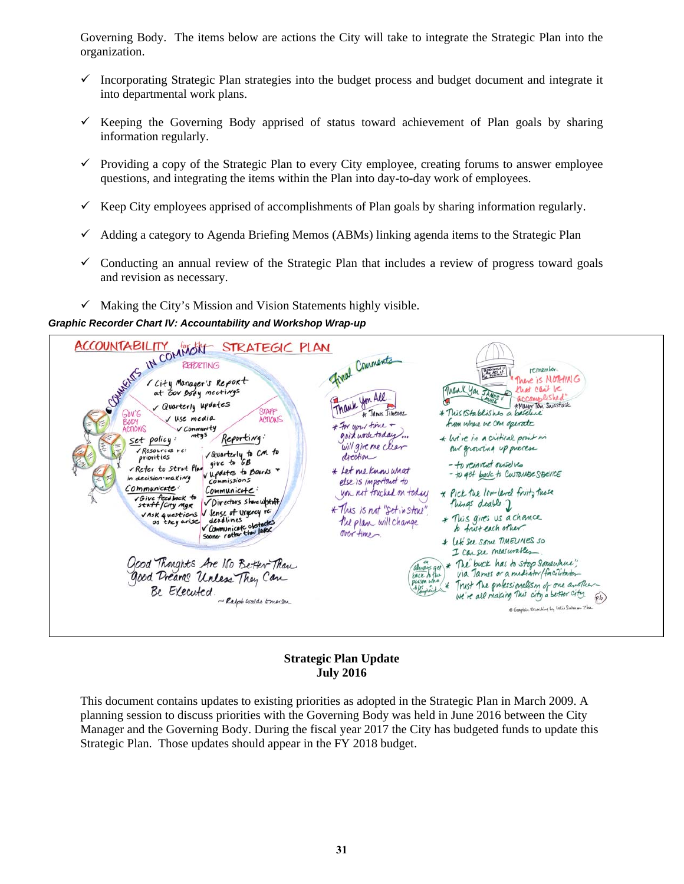Governing Body. The items below are actions the City will take to integrate the Strategic Plan into the organization.

- ✓ Incorporating Strategic Plan strategies into the budget process and budget document and integrate it into departmental work plans.
- ✓ Keeping the Governing Body apprised of status toward achievement of Plan goals by sharing information regularly.
- ✓ Providing a copy of the Strategic Plan to every City employee, creating forums to answer employee questions, and integrating the items within the Plan into day-to-day work of employees.
- ✓ Keep City employees apprised of accomplishments of Plan goals by sharing information regularly.
- ✓ Adding a category to Agenda Briefing Memos (ABMs) linking agenda items to the Strategic Plan
- ✓ Conducting an annual review of the Strategic Plan that includes a review of progress toward goals and revision as necessary.
- ✓ Making the City's Mission and Vision Statements highly visible.

***Graphic Recorder Chart IV: Accountability and Workshop Wrap-up***

ACCOUNTABILITY for the STRATEGIC PLAN

COMMENTS IN COMMON

REPORTING
- ✓ City Manager's Report at Gov Body meetings
- ✓ Quarterly updates
- ✓ Use media
- ✓ Community mtgs

GOV'G BODY ACTIONS | STAFF ACTIONS

Set policy:
- ✓ Resources re: priorities
- ✓ Refer to Strat Plan in decision-making

Reporting:
- ✓ Quarterly to CM to give to GB
- ✓ Updates to Boards + Commissions

Communicate:
- ✓ Give feedback to staff/City mgr
- ✓ Ask questions as they arise

Communicate:
- ✓ Directors share w/staff
- ✓ Sense of urgency re: deadlines
- ✓ Communicate obstacles sooner rather than later

Good Thoughts Are No Better Than Good Dreams Unless They Can Be Executed. ~Ralph Waldo Emerson

Final Comments

Thank You All… ★ Janis Jimenez
- ★ For your time + good work today… will give me clear direction
- ★ Let me know what else is important to you not touched on today
- ★ This is not "set in stone", the plan will change over time

Thank You JAMES LAUER

remember: "There is NOTHING that can't be accomplished" ★Mayor Tom Swisstack
- ★ This establishes a baseline from where we can operate
- ★ We're in a critical point in our growing up process
  - to reinvent ourselves
  - to get back to CUSTOMER SERVICE
- ★ Pick the low-level fruit, those things doable
- ★ This gives us a chance to trust each other
- ★ Let's see some TIMELINES so I can see measurables
- ★ The buck has to stop somewhere; via James or a mediator/facilitator (always get back to the person who files complaint)
- ★ Trust the professionalism of one another we're all making this city a better city.

© Graphic Recording by Lilia Salman-Zha

**Strategic Plan Update**
**July 2016**

This document contains updates to existing priorities as adopted in the Strategic Plan in March 2009. A planning session to discuss priorities with the Governing Body was held in June 2016 between the City Manager and the Governing Body. During the fiscal year 2017 the City has budgeted funds to update this Strategic Plan. Those updates should appear in the FY 2018 budget.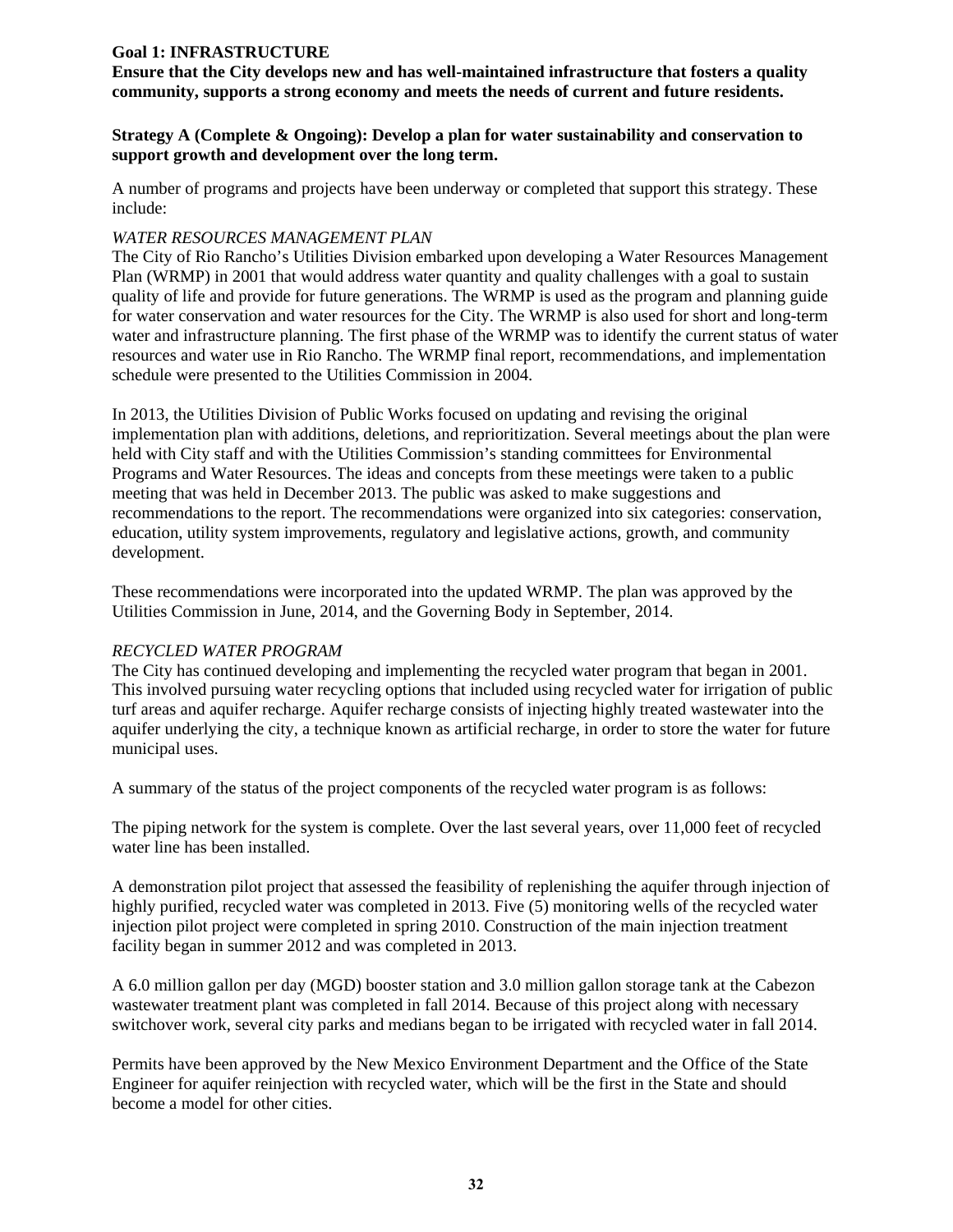**Goal 1: INFRASTRUCTURE**

**Ensure that the City develops new and has well-maintained infrastructure that fosters a quality community, supports a strong economy and meets the needs of current and future residents.**

**Strategy A (Complete & Ongoing): Develop a plan for water sustainability and conservation to support growth and development over the long term.**

A number of programs and projects have been underway or completed that support this strategy. These include:

*WATER RESOURCES MANAGEMENT PLAN*

The City of Rio Rancho's Utilities Division embarked upon developing a Water Resources Management Plan (WRMP) in 2001 that would address water quantity and quality challenges with a goal to sustain quality of life and provide for future generations. The WRMP is used as the program and planning guide for water conservation and water resources for the City. The WRMP is also used for short and long-term water and infrastructure planning. The first phase of the WRMP was to identify the current status of water resources and water use in Rio Rancho. The WRMP final report, recommendations, and implementation schedule were presented to the Utilities Commission in 2004.

In 2013, the Utilities Division of Public Works focused on updating and revising the original implementation plan with additions, deletions, and reprioritization. Several meetings about the plan were held with City staff and with the Utilities Commission's standing committees for Environmental Programs and Water Resources. The ideas and concepts from these meetings were taken to a public meeting that was held in December 2013. The public was asked to make suggestions and recommendations to the report. The recommendations were organized into six categories: conservation, education, utility system improvements, regulatory and legislative actions, growth, and community development.

These recommendations were incorporated into the updated WRMP. The plan was approved by the Utilities Commission in June, 2014, and the Governing Body in September, 2014.

*RECYCLED WATER PROGRAM*

The City has continued developing and implementing the recycled water program that began in 2001. This involved pursuing water recycling options that included using recycled water for irrigation of public turf areas and aquifer recharge. Aquifer recharge consists of injecting highly treated wastewater into the aquifer underlying the city, a technique known as artificial recharge, in order to store the water for future municipal uses.

A summary of the status of the project components of the recycled water program is as follows:

The piping network for the system is complete. Over the last several years, over 11,000 feet of recycled water line has been installed.

A demonstration pilot project that assessed the feasibility of replenishing the aquifer through injection of highly purified, recycled water was completed in 2013. Five (5) monitoring wells of the recycled water injection pilot project were completed in spring 2010. Construction of the main injection treatment facility began in summer 2012 and was completed in 2013.

A 6.0 million gallon per day (MGD) booster station and 3.0 million gallon storage tank at the Cabezon wastewater treatment plant was completed in fall 2014. Because of this project along with necessary switchover work, several city parks and medians began to be irrigated with recycled water in fall 2014.

Permits have been approved by the New Mexico Environment Department and the Office of the State Engineer for aquifer reinjection with recycled water, which will be the first in the State and should become a model for other cities.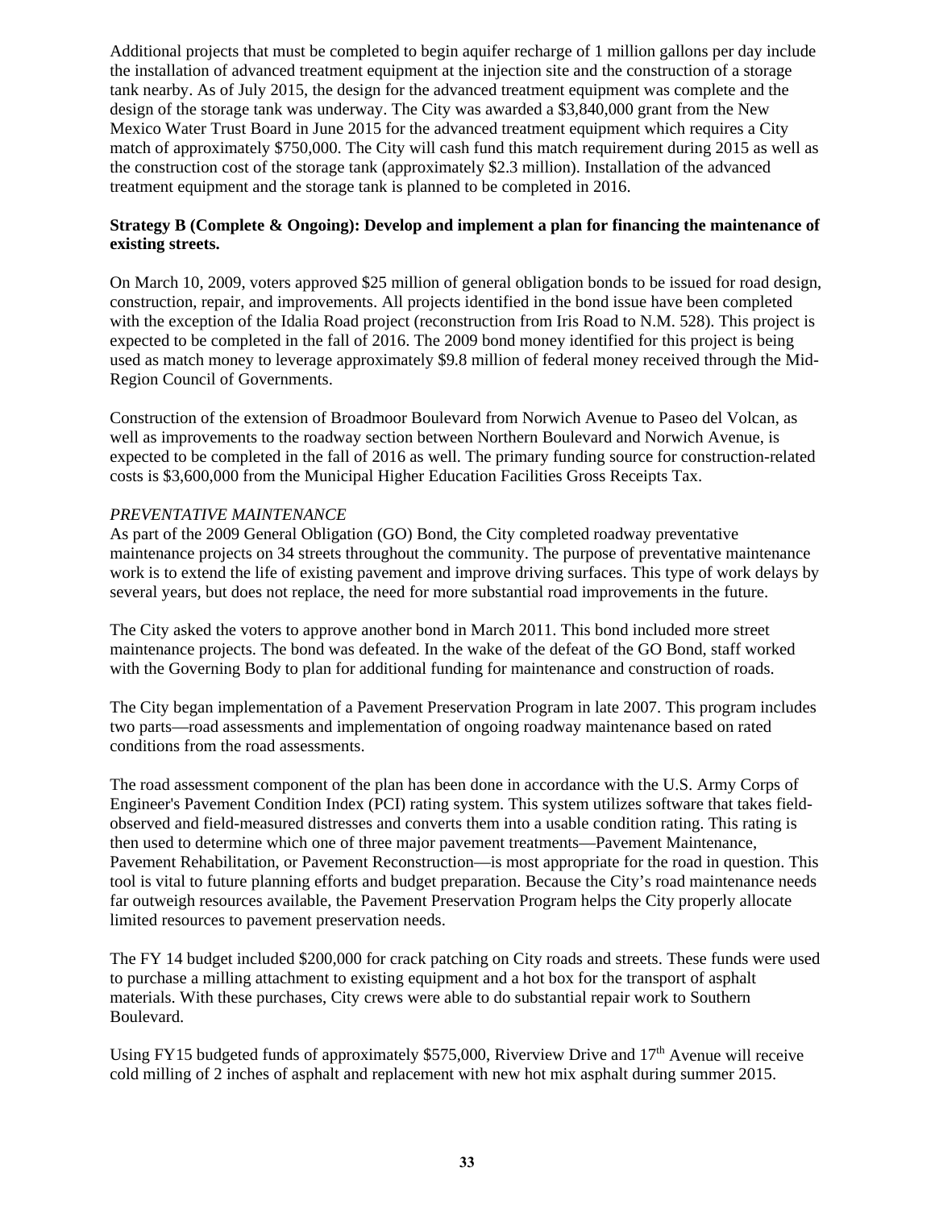Additional projects that must be completed to begin aquifer recharge of 1 million gallons per day include the installation of advanced treatment equipment at the injection site and the construction of a storage tank nearby. As of July 2015, the design for the advanced treatment equipment was complete and the design of the storage tank was underway. The City was awarded a $3,840,000 grant from the New Mexico Water Trust Board in June 2015 for the advanced treatment equipment which requires a City match of approximately $750,000. The City will cash fund this match requirement during 2015 as well as the construction cost of the storage tank (approximately $2.3 million). Installation of the advanced treatment equipment and the storage tank is planned to be completed in 2016.

**Strategy B (Complete & Ongoing): Develop and implement a plan for financing the maintenance of existing streets.**

On March 10, 2009, voters approved $25 million of general obligation bonds to be issued for road design, construction, repair, and improvements. All projects identified in the bond issue have been completed with the exception of the Idalia Road project (reconstruction from Iris Road to N.M. 528). This project is expected to be completed in the fall of 2016. The 2009 bond money identified for this project is being used as match money to leverage approximately $9.8 million of federal money received through the Mid-Region Council of Governments.

Construction of the extension of Broadmoor Boulevard from Norwich Avenue to Paseo del Volcan, as well as improvements to the roadway section between Northern Boulevard and Norwich Avenue, is expected to be completed in the fall of 2016 as well. The primary funding source for construction-related costs is $3,600,000 from the Municipal Higher Education Facilities Gross Receipts Tax.

*PREVENTATIVE MAINTENANCE*

As part of the 2009 General Obligation (GO) Bond, the City completed roadway preventative maintenance projects on 34 streets throughout the community. The purpose of preventative maintenance work is to extend the life of existing pavement and improve driving surfaces. This type of work delays by several years, but does not replace, the need for more substantial road improvements in the future.

The City asked the voters to approve another bond in March 2011. This bond included more street maintenance projects. The bond was defeated. In the wake of the defeat of the GO Bond, staff worked with the Governing Body to plan for additional funding for maintenance and construction of roads.

The City began implementation of a Pavement Preservation Program in late 2007. This program includes two parts—road assessments and implementation of ongoing roadway maintenance based on rated conditions from the road assessments.

The road assessment component of the plan has been done in accordance with the U.S. Army Corps of Engineer's Pavement Condition Index (PCI) rating system. This system utilizes software that takes field-observed and field-measured distresses and converts them into a usable condition rating. This rating is then used to determine which one of three major pavement treatments—Pavement Maintenance, Pavement Rehabilitation, or Pavement Reconstruction—is most appropriate for the road in question. This tool is vital to future planning efforts and budget preparation. Because the City's road maintenance needs far outweigh resources available, the Pavement Preservation Program helps the City properly allocate limited resources to pavement preservation needs.

The FY 14 budget included $200,000 for crack patching on City roads and streets. These funds were used to purchase a milling attachment to existing equipment and a hot box for the transport of asphalt materials. With these purchases, City crews were able to do substantial repair work to Southern Boulevard.

Using FY15 budgeted funds of approximately $575,000, Riverview Drive and 17th Avenue will receive cold milling of 2 inches of asphalt and replacement with new hot mix asphalt during summer 2015.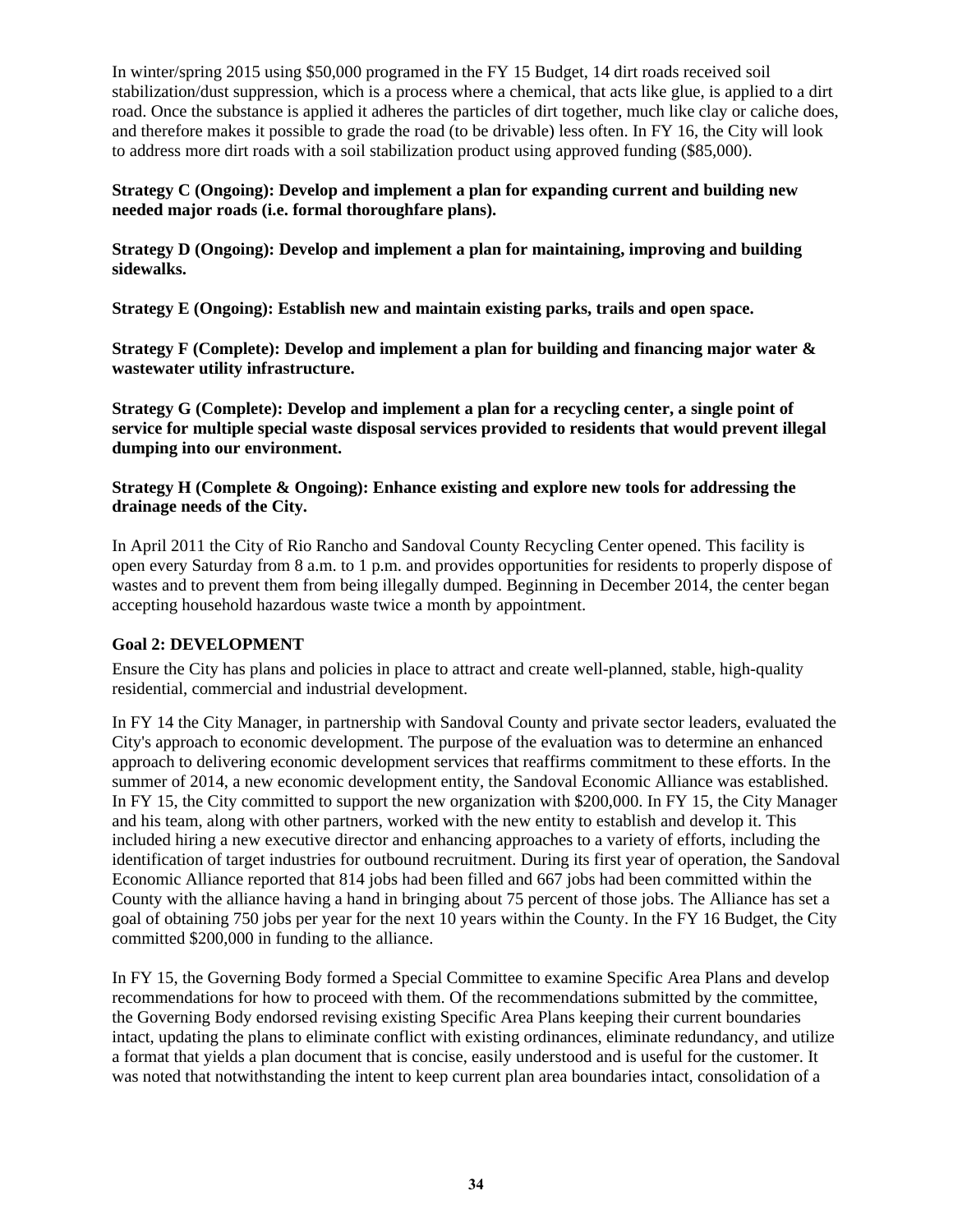In winter/spring 2015 using $50,000 programed in the FY 15 Budget, 14 dirt roads received soil stabilization/dust suppression, which is a process where a chemical, that acts like glue, is applied to a dirt road. Once the substance is applied it adheres the particles of dirt together, much like clay or caliche does, and therefore makes it possible to grade the road (to be drivable) less often. In FY 16, the City will look to address more dirt roads with a soil stabilization product using approved funding ($85,000).

**Strategy C (Ongoing): Develop and implement a plan for expanding current and building new needed major roads (i.e. formal thoroughfare plans).**

**Strategy D (Ongoing): Develop and implement a plan for maintaining, improving and building sidewalks.**

**Strategy E (Ongoing): Establish new and maintain existing parks, trails and open space.**

**Strategy F (Complete): Develop and implement a plan for building and financing major water & wastewater utility infrastructure.**

**Strategy G (Complete): Develop and implement a plan for a recycling center, a single point of service for multiple special waste disposal services provided to residents that would prevent illegal dumping into our environment.**

**Strategy H (Complete & Ongoing): Enhance existing and explore new tools for addressing the drainage needs of the City.**

In April 2011 the City of Rio Rancho and Sandoval County Recycling Center opened. This facility is open every Saturday from 8 a.m. to 1 p.m. and provides opportunities for residents to properly dispose of wastes and to prevent them from being illegally dumped. Beginning in December 2014, the center began accepting household hazardous waste twice a month by appointment.

### Goal 2: DEVELOPMENT

Ensure the City has plans and policies in place to attract and create well-planned, stable, high-quality residential, commercial and industrial development.

In FY 14 the City Manager, in partnership with Sandoval County and private sector leaders, evaluated the City's approach to economic development. The purpose of the evaluation was to determine an enhanced approach to delivering economic development services that reaffirms commitment to these efforts. In the summer of 2014, a new economic development entity, the Sandoval Economic Alliance was established. In FY 15, the City committed to support the new organization with $200,000. In FY 15, the City Manager and his team, along with other partners, worked with the new entity to establish and develop it. This included hiring a new executive director and enhancing approaches to a variety of efforts, including the identification of target industries for outbound recruitment. During its first year of operation, the Sandoval Economic Alliance reported that 814 jobs had been filled and 667 jobs had been committed within the County with the alliance having a hand in bringing about 75 percent of those jobs. The Alliance has set a goal of obtaining 750 jobs per year for the next 10 years within the County. In the FY 16 Budget, the City committed $200,000 in funding to the alliance.

In FY 15, the Governing Body formed a Special Committee to examine Specific Area Plans and develop recommendations for how to proceed with them. Of the recommendations submitted by the committee, the Governing Body endorsed revising existing Specific Area Plans keeping their current boundaries intact, updating the plans to eliminate conflict with existing ordinances, eliminate redundancy, and utilize a format that yields a plan document that is concise, easily understood and is useful for the customer. It was noted that notwithstanding the intent to keep current plan area boundaries intact, consolidation of a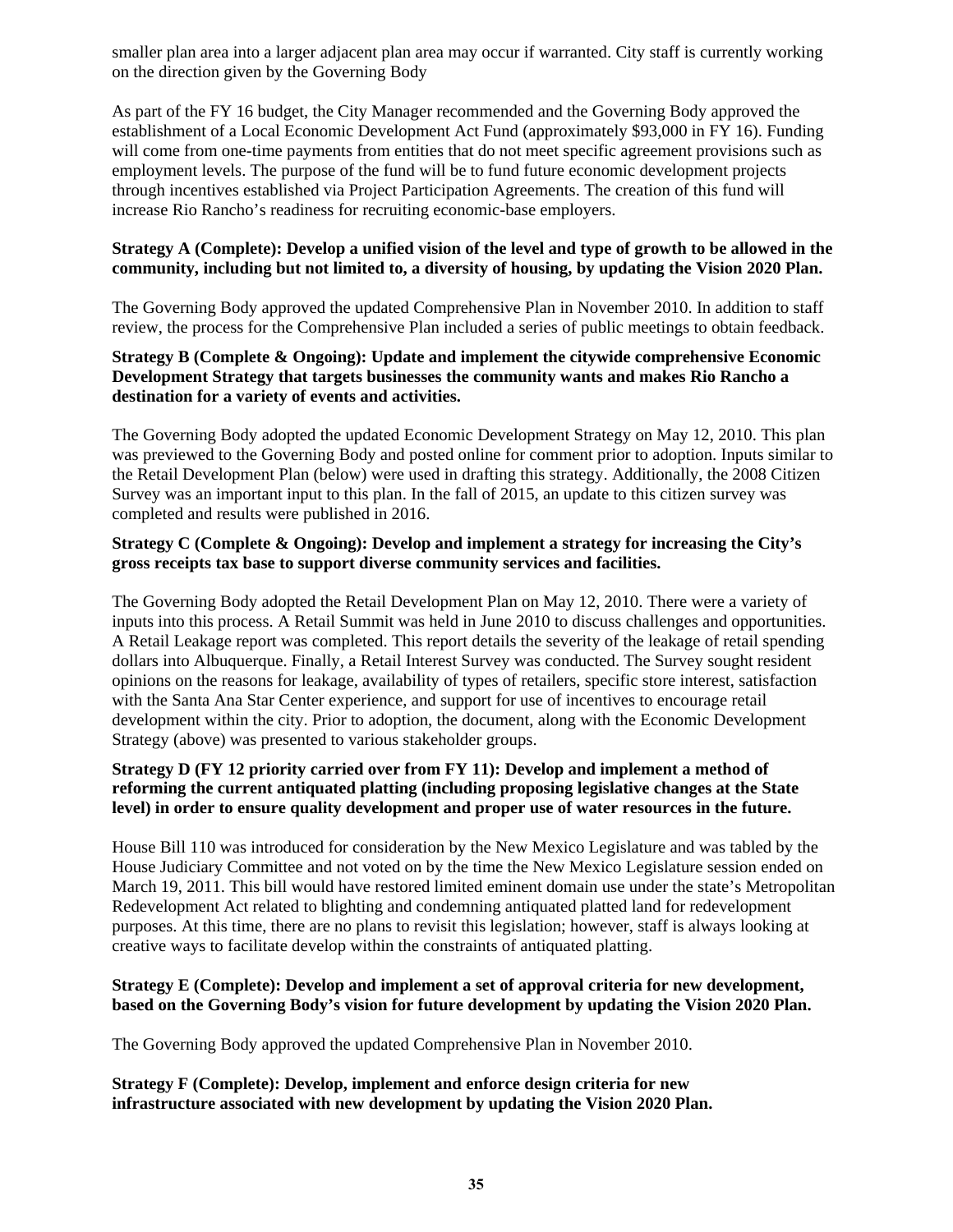smaller plan area into a larger adjacent plan area may occur if warranted. City staff is currently working on the direction given by the Governing Body

As part of the FY 16 budget, the City Manager recommended and the Governing Body approved the establishment of a Local Economic Development Act Fund (approximately $93,000 in FY 16). Funding will come from one-time payments from entities that do not meet specific agreement provisions such as employment levels. The purpose of the fund will be to fund future economic development projects through incentives established via Project Participation Agreements. The creation of this fund will increase Rio Rancho's readiness for recruiting economic-base employers.

**Strategy A (Complete): Develop a unified vision of the level and type of growth to be allowed in the community, including but not limited to, a diversity of housing, by updating the Vision 2020 Plan.**

The Governing Body approved the updated Comprehensive Plan in November 2010. In addition to staff review, the process for the Comprehensive Plan included a series of public meetings to obtain feedback.

**Strategy B (Complete & Ongoing): Update and implement the citywide comprehensive Economic Development Strategy that targets businesses the community wants and makes Rio Rancho a destination for a variety of events and activities.**

The Governing Body adopted the updated Economic Development Strategy on May 12, 2010. This plan was previewed to the Governing Body and posted online for comment prior to adoption. Inputs similar to the Retail Development Plan (below) were used in drafting this strategy. Additionally, the 2008 Citizen Survey was an important input to this plan. In the fall of 2015, an update to this citizen survey was completed and results were published in 2016.

**Strategy C (Complete & Ongoing): Develop and implement a strategy for increasing the City's gross receipts tax base to support diverse community services and facilities.**

The Governing Body adopted the Retail Development Plan on May 12, 2010. There were a variety of inputs into this process. A Retail Summit was held in June 2010 to discuss challenges and opportunities. A Retail Leakage report was completed. This report details the severity of the leakage of retail spending dollars into Albuquerque. Finally, a Retail Interest Survey was conducted. The Survey sought resident opinions on the reasons for leakage, availability of types of retailers, specific store interest, satisfaction with the Santa Ana Star Center experience, and support for use of incentives to encourage retail development within the city. Prior to adoption, the document, along with the Economic Development Strategy (above) was presented to various stakeholder groups.

**Strategy D (FY 12 priority carried over from FY 11): Develop and implement a method of reforming the current antiquated platting (including proposing legislative changes at the State level) in order to ensure quality development and proper use of water resources in the future.**

House Bill 110 was introduced for consideration by the New Mexico Legislature and was tabled by the House Judiciary Committee and not voted on by the time the New Mexico Legislature session ended on March 19, 2011. This bill would have restored limited eminent domain use under the state's Metropolitan Redevelopment Act related to blighting and condemning antiquated platted land for redevelopment purposes. At this time, there are no plans to revisit this legislation; however, staff is always looking at creative ways to facilitate develop within the constraints of antiquated platting.

**Strategy E (Complete): Develop and implement a set of approval criteria for new development, based on the Governing Body's vision for future development by updating the Vision 2020 Plan.**

The Governing Body approved the updated Comprehensive Plan in November 2010.

**Strategy F (Complete): Develop, implement and enforce design criteria for new infrastructure associated with new development by updating the Vision 2020 Plan.**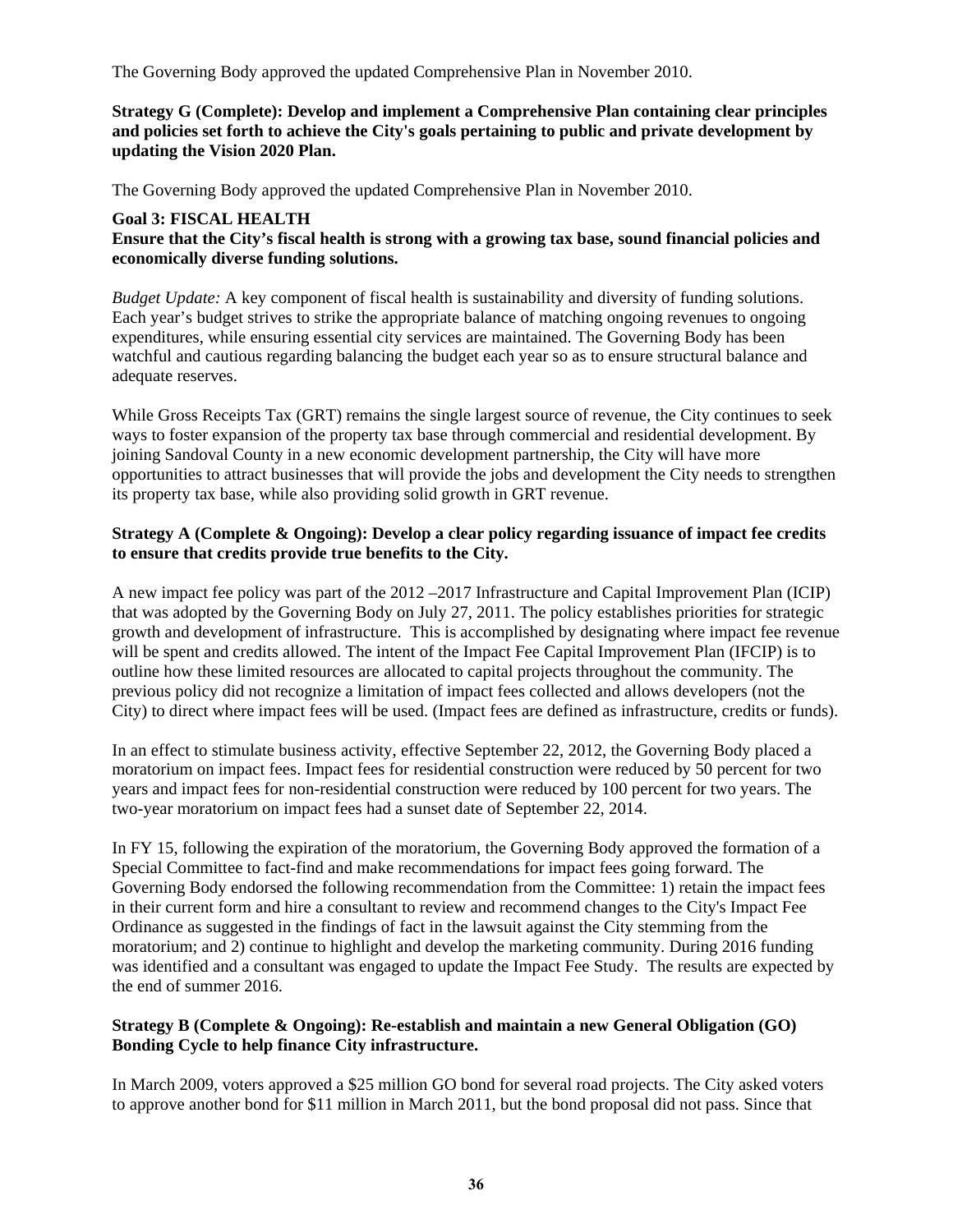The Governing Body approved the updated Comprehensive Plan in November 2010.

**Strategy G (Complete): Develop and implement a Comprehensive Plan containing clear principles and policies set forth to achieve the City's goals pertaining to public and private development by updating the Vision 2020 Plan.**

The Governing Body approved the updated Comprehensive Plan in November 2010.

**Goal 3: FISCAL HEALTH**
**Ensure that the City's fiscal health is strong with a growing tax base, sound financial policies and economically diverse funding solutions.**

*Budget Update:* A key component of fiscal health is sustainability and diversity of funding solutions. Each year's budget strives to strike the appropriate balance of matching ongoing revenues to ongoing expenditures, while ensuring essential city services are maintained. The Governing Body has been watchful and cautious regarding balancing the budget each year so as to ensure structural balance and adequate reserves.

While Gross Receipts Tax (GRT) remains the single largest source of revenue, the City continues to seek ways to foster expansion of the property tax base through commercial and residential development. By joining Sandoval County in a new economic development partnership, the City will have more opportunities to attract businesses that will provide the jobs and development the City needs to strengthen its property tax base, while also providing solid growth in GRT revenue.

**Strategy A (Complete & Ongoing): Develop a clear policy regarding issuance of impact fee credits to ensure that credits provide true benefits to the City.**

A new impact fee policy was part of the 2012 –2017 Infrastructure and Capital Improvement Plan (ICIP) that was adopted by the Governing Body on July 27, 2011. The policy establishes priorities for strategic growth and development of infrastructure. This is accomplished by designating where impact fee revenue will be spent and credits allowed. The intent of the Impact Fee Capital Improvement Plan (IFCIP) is to outline how these limited resources are allocated to capital projects throughout the community. The previous policy did not recognize a limitation of impact fees collected and allows developers (not the City) to direct where impact fees will be used. (Impact fees are defined as infrastructure, credits or funds).

In an effect to stimulate business activity, effective September 22, 2012, the Governing Body placed a moratorium on impact fees. Impact fees for residential construction were reduced by 50 percent for two years and impact fees for non-residential construction were reduced by 100 percent for two years. The two-year moratorium on impact fees had a sunset date of September 22, 2014.

In FY 15, following the expiration of the moratorium, the Governing Body approved the formation of a Special Committee to fact-find and make recommendations for impact fees going forward. The Governing Body endorsed the following recommendation from the Committee: 1) retain the impact fees in their current form and hire a consultant to review and recommend changes to the City's Impact Fee Ordinance as suggested in the findings of fact in the lawsuit against the City stemming from the moratorium; and 2) continue to highlight and develop the marketing community. During 2016 funding was identified and a consultant was engaged to update the Impact Fee Study. The results are expected by the end of summer 2016.

**Strategy B (Complete & Ongoing): Re-establish and maintain a new General Obligation (GO) Bonding Cycle to help finance City infrastructure.**

In March 2009, voters approved a $25 million GO bond for several road projects. The City asked voters to approve another bond for $11 million in March 2011, but the bond proposal did not pass. Since that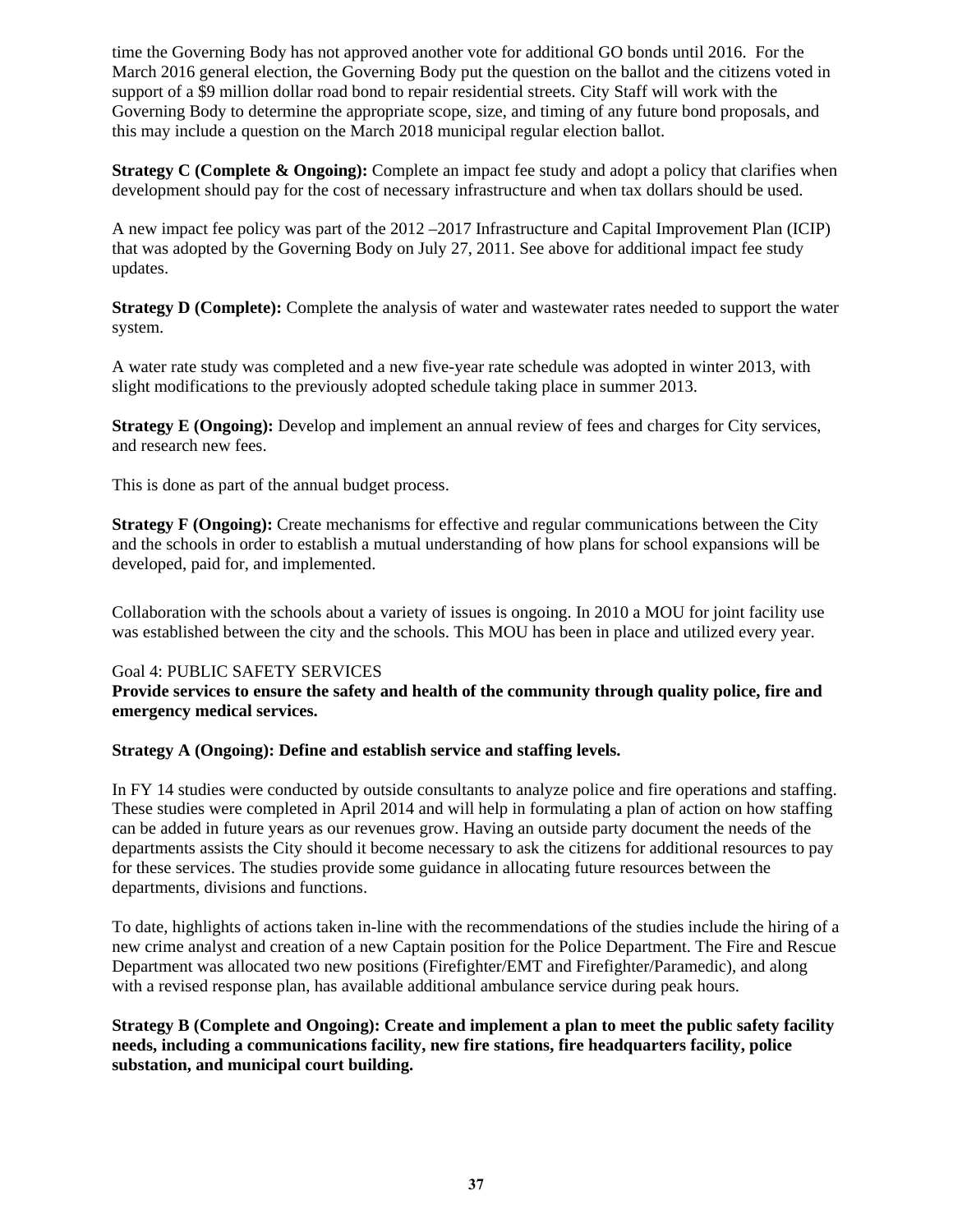time the Governing Body has not approved another vote for additional GO bonds until 2016. For the March 2016 general election, the Governing Body put the question on the ballot and the citizens voted in support of a $9 million dollar road bond to repair residential streets. City Staff will work with the Governing Body to determine the appropriate scope, size, and timing of any future bond proposals, and this may include a question on the March 2018 municipal regular election ballot.

**Strategy C (Complete & Ongoing):** Complete an impact fee study and adopt a policy that clarifies when development should pay for the cost of necessary infrastructure and when tax dollars should be used.

A new impact fee policy was part of the 2012 –2017 Infrastructure and Capital Improvement Plan (ICIP) that was adopted by the Governing Body on July 27, 2011. See above for additional impact fee study updates.

**Strategy D (Complete):** Complete the analysis of water and wastewater rates needed to support the water system.

A water rate study was completed and a new five-year rate schedule was adopted in winter 2013, with slight modifications to the previously adopted schedule taking place in summer 2013.

**Strategy E (Ongoing):** Develop and implement an annual review of fees and charges for City services, and research new fees.

This is done as part of the annual budget process.

**Strategy F (Ongoing):** Create mechanisms for effective and regular communications between the City and the schools in order to establish a mutual understanding of how plans for school expansions will be developed, paid for, and implemented.

Collaboration with the schools about a variety of issues is ongoing. In 2010 a MOU for joint facility use was established between the city and the schools. This MOU has been in place and utilized every year.

Goal 4: PUBLIC SAFETY SERVICES

**Provide services to ensure the safety and health of the community through quality police, fire and emergency medical services.**

**Strategy A (Ongoing): Define and establish service and staffing levels.**

In FY 14 studies were conducted by outside consultants to analyze police and fire operations and staffing. These studies were completed in April 2014 and will help in formulating a plan of action on how staffing can be added in future years as our revenues grow. Having an outside party document the needs of the departments assists the City should it become necessary to ask the citizens for additional resources to pay for these services. The studies provide some guidance in allocating future resources between the departments, divisions and functions.

To date, highlights of actions taken in-line with the recommendations of the studies include the hiring of a new crime analyst and creation of a new Captain position for the Police Department. The Fire and Rescue Department was allocated two new positions (Firefighter/EMT and Firefighter/Paramedic), and along with a revised response plan, has available additional ambulance service during peak hours.

**Strategy B (Complete and Ongoing): Create and implement a plan to meet the public safety facility needs, including a communications facility, new fire stations, fire headquarters facility, police substation, and municipal court building.**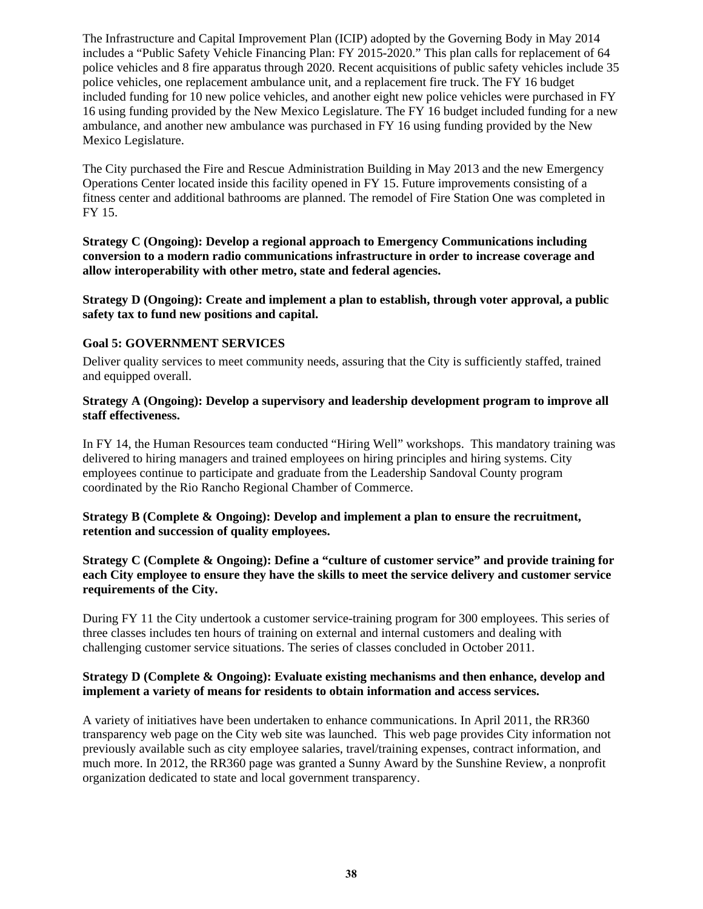The Infrastructure and Capital Improvement Plan (ICIP) adopted by the Governing Body in May 2014 includes a "Public Safety Vehicle Financing Plan: FY 2015-2020." This plan calls for replacement of 64 police vehicles and 8 fire apparatus through 2020. Recent acquisitions of public safety vehicles include 35 police vehicles, one replacement ambulance unit, and a replacement fire truck. The FY 16 budget included funding for 10 new police vehicles, and another eight new police vehicles were purchased in FY 16 using funding provided by the New Mexico Legislature. The FY 16 budget included funding for a new ambulance, and another new ambulance was purchased in FY 16 using funding provided by the New Mexico Legislature.

The City purchased the Fire and Rescue Administration Building in May 2013 and the new Emergency Operations Center located inside this facility opened in FY 15. Future improvements consisting of a fitness center and additional bathrooms are planned. The remodel of Fire Station One was completed in FY 15.

**Strategy C (Ongoing): Develop a regional approach to Emergency Communications including conversion to a modern radio communications infrastructure in order to increase coverage and allow interoperability with other metro, state and federal agencies.**

**Strategy D (Ongoing): Create and implement a plan to establish, through voter approval, a public safety tax to fund new positions and capital.**

**Goal 5: GOVERNMENT SERVICES**

Deliver quality services to meet community needs, assuring that the City is sufficiently staffed, trained and equipped overall.

**Strategy A (Ongoing): Develop a supervisory and leadership development program to improve all staff effectiveness.**

In FY 14, the Human Resources team conducted "Hiring Well" workshops. This mandatory training was delivered to hiring managers and trained employees on hiring principles and hiring systems. City employees continue to participate and graduate from the Leadership Sandoval County program coordinated by the Rio Rancho Regional Chamber of Commerce.

**Strategy B (Complete & Ongoing): Develop and implement a plan to ensure the recruitment, retention and succession of quality employees.**

**Strategy C (Complete & Ongoing): Define a "culture of customer service" and provide training for each City employee to ensure they have the skills to meet the service delivery and customer service requirements of the City.**

During FY 11 the City undertook a customer service-training program for 300 employees. This series of three classes includes ten hours of training on external and internal customers and dealing with challenging customer service situations. The series of classes concluded in October 2011.

**Strategy D (Complete & Ongoing): Evaluate existing mechanisms and then enhance, develop and implement a variety of means for residents to obtain information and access services.**

A variety of initiatives have been undertaken to enhance communications. In April 2011, the RR360 transparency web page on the City web site was launched. This web page provides City information not previously available such as city employee salaries, travel/training expenses, contract information, and much more. In 2012, the RR360 page was granted a Sunny Award by the Sunshine Review, a nonprofit organization dedicated to state and local government transparency.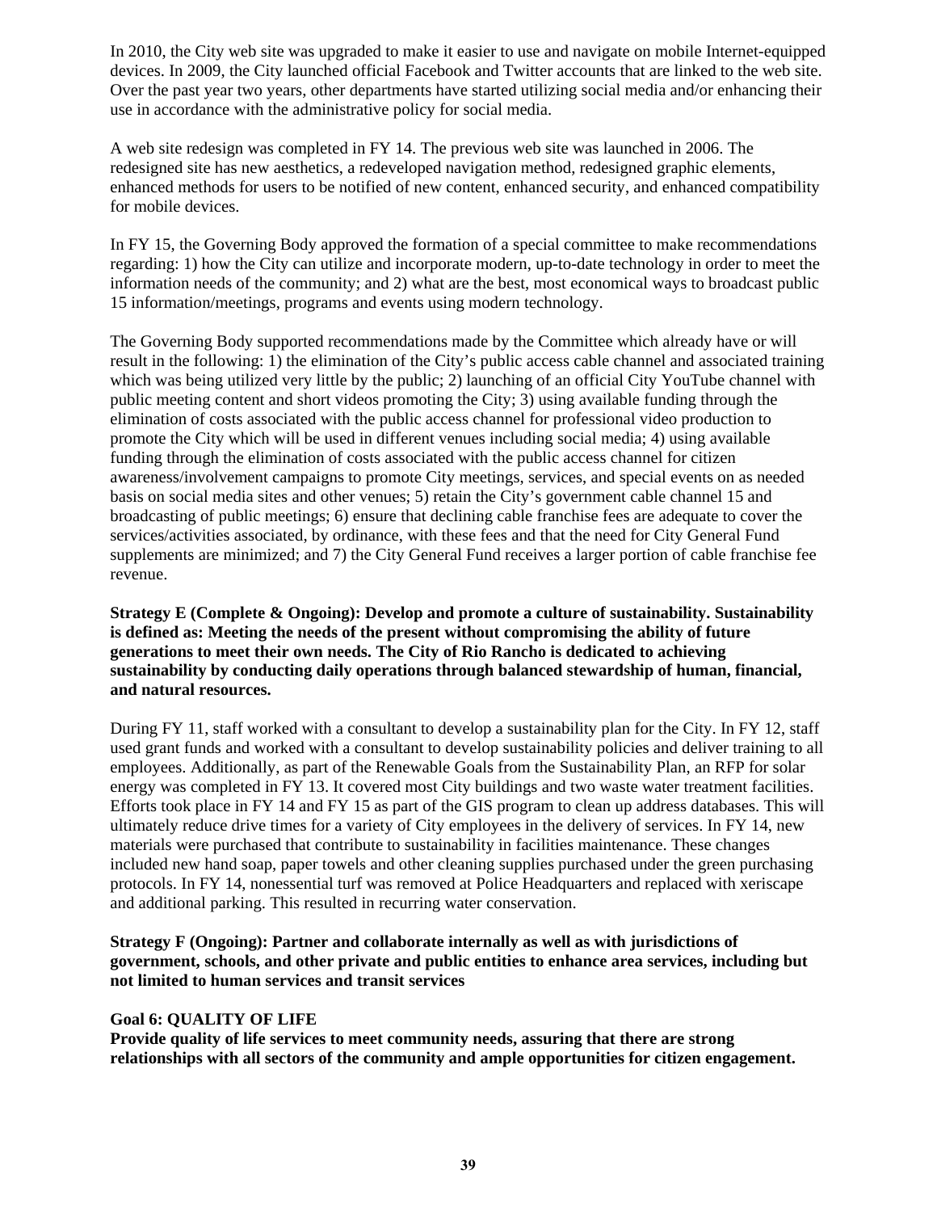In 2010, the City web site was upgraded to make it easier to use and navigate on mobile Internet-equipped devices. In 2009, the City launched official Facebook and Twitter accounts that are linked to the web site. Over the past year two years, other departments have started utilizing social media and/or enhancing their use in accordance with the administrative policy for social media.

A web site redesign was completed in FY 14. The previous web site was launched in 2006. The redesigned site has new aesthetics, a redeveloped navigation method, redesigned graphic elements, enhanced methods for users to be notified of new content, enhanced security, and enhanced compatibility for mobile devices.

In FY 15, the Governing Body approved the formation of a special committee to make recommendations regarding: 1) how the City can utilize and incorporate modern, up-to-date technology in order to meet the information needs of the community; and 2) what are the best, most economical ways to broadcast public 15 information/meetings, programs and events using modern technology.

The Governing Body supported recommendations made by the Committee which already have or will result in the following: 1) the elimination of the City's public access cable channel and associated training which was being utilized very little by the public; 2) launching of an official City YouTube channel with public meeting content and short videos promoting the City; 3) using available funding through the elimination of costs associated with the public access channel for professional video production to promote the City which will be used in different venues including social media; 4) using available funding through the elimination of costs associated with the public access channel for citizen awareness/involvement campaigns to promote City meetings, services, and special events on as needed basis on social media sites and other venues; 5) retain the City's government cable channel 15 and broadcasting of public meetings; 6) ensure that declining cable franchise fees are adequate to cover the services/activities associated, by ordinance, with these fees and that the need for City General Fund supplements are minimized; and 7) the City General Fund receives a larger portion of cable franchise fee revenue.

**Strategy E (Complete & Ongoing): Develop and promote a culture of sustainability. Sustainability is defined as: Meeting the needs of the present without compromising the ability of future generations to meet their own needs. The City of Rio Rancho is dedicated to achieving sustainability by conducting daily operations through balanced stewardship of human, financial, and natural resources.**

During FY 11, staff worked with a consultant to develop a sustainability plan for the City. In FY 12, staff used grant funds and worked with a consultant to develop sustainability policies and deliver training to all employees. Additionally, as part of the Renewable Goals from the Sustainability Plan, an RFP for solar energy was completed in FY 13. It covered most City buildings and two waste water treatment facilities. Efforts took place in FY 14 and FY 15 as part of the GIS program to clean up address databases. This will ultimately reduce drive times for a variety of City employees in the delivery of services. In FY 14, new materials were purchased that contribute to sustainability in facilities maintenance. These changes included new hand soap, paper towels and other cleaning supplies purchased under the green purchasing protocols. In FY 14, nonessential turf was removed at Police Headquarters and replaced with xeriscape and additional parking. This resulted in recurring water conservation.

**Strategy F (Ongoing): Partner and collaborate internally as well as with jurisdictions of government, schools, and other private and public entities to enhance area services, including but not limited to human services and transit services**

**Goal 6: QUALITY OF LIFE**
**Provide quality of life services to meet community needs, assuring that there are strong relationships with all sectors of the community and ample opportunities for citizen engagement.**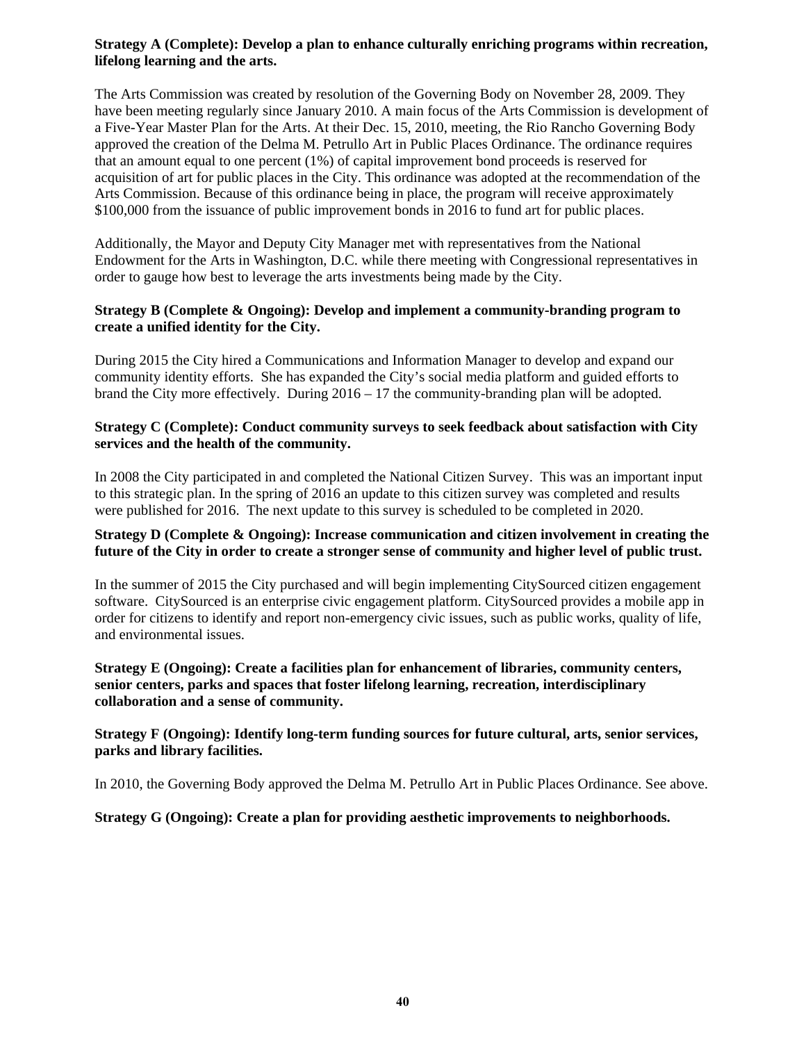**Strategy A (Complete): Develop a plan to enhance culturally enriching programs within recreation, lifelong learning and the arts.**

The Arts Commission was created by resolution of the Governing Body on November 28, 2009. They have been meeting regularly since January 2010. A main focus of the Arts Commission is development of a Five-Year Master Plan for the Arts. At their Dec. 15, 2010, meeting, the Rio Rancho Governing Body approved the creation of the Delma M. Petrullo Art in Public Places Ordinance. The ordinance requires that an amount equal to one percent (1%) of capital improvement bond proceeds is reserved for acquisition of art for public places in the City. This ordinance was adopted at the recommendation of the Arts Commission. Because of this ordinance being in place, the program will receive approximately $100,000 from the issuance of public improvement bonds in 2016 to fund art for public places.

Additionally, the Mayor and Deputy City Manager met with representatives from the National Endowment for the Arts in Washington, D.C. while there meeting with Congressional representatives in order to gauge how best to leverage the arts investments being made by the City.

**Strategy B (Complete & Ongoing): Develop and implement a community-branding program to create a unified identity for the City.**

During 2015 the City hired a Communications and Information Manager to develop and expand our community identity efforts. She has expanded the City's social media platform and guided efforts to brand the City more effectively. During 2016 – 17 the community-branding plan will be adopted.

**Strategy C (Complete): Conduct community surveys to seek feedback about satisfaction with City services and the health of the community.**

In 2008 the City participated in and completed the National Citizen Survey. This was an important input to this strategic plan. In the spring of 2016 an update to this citizen survey was completed and results were published for 2016. The next update to this survey is scheduled to be completed in 2020.

**Strategy D (Complete & Ongoing): Increase communication and citizen involvement in creating the future of the City in order to create a stronger sense of community and higher level of public trust.**

In the summer of 2015 the City purchased and will begin implementing CitySourced citizen engagement software. CitySourced is an enterprise civic engagement platform. CitySourced provides a mobile app in order for citizens to identify and report non-emergency civic issues, such as public works, quality of life, and environmental issues.

**Strategy E (Ongoing): Create a facilities plan for enhancement of libraries, community centers, senior centers, parks and spaces that foster lifelong learning, recreation, interdisciplinary collaboration and a sense of community.**

**Strategy F (Ongoing): Identify long-term funding sources for future cultural, arts, senior services, parks and library facilities.**

In 2010, the Governing Body approved the Delma M. Petrullo Art in Public Places Ordinance. See above.

**Strategy G (Ongoing): Create a plan for providing aesthetic improvements to neighborhoods.**